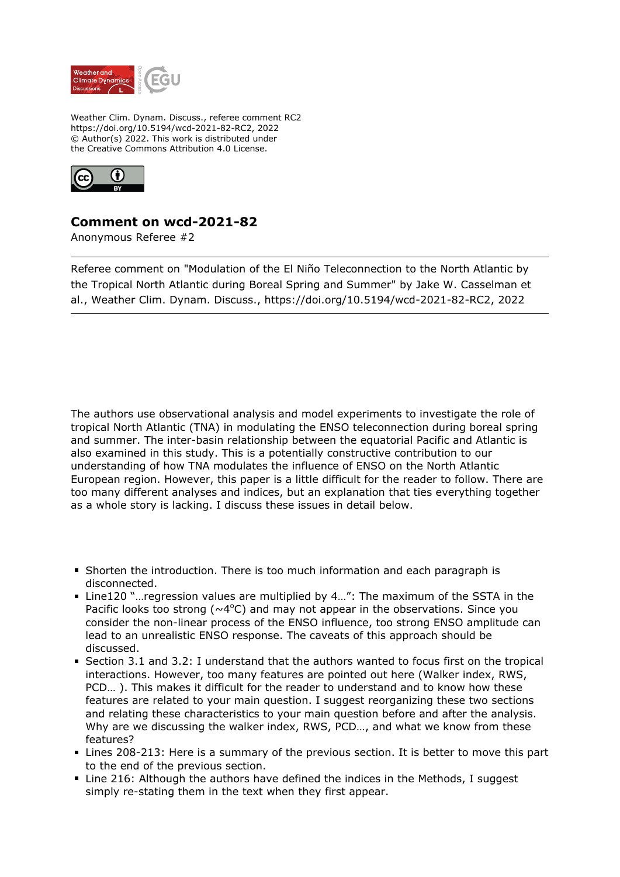Weather Clim. Dynam. Discuss., referee comment RC2
https://doi.org/10.5194/wcd-2021-82-RC2, 2022
© Author(s) 2022. This work is distributed under
the Creative Commons Attribution 4.0 License.

# Comment on wcd-2021-82

Anonymous Referee #2

---

Referee comment on "Modulation of the El Niño Teleconnection to the North Atlantic by the Tropical North Atlantic during Boreal Spring and Summer" by Jake W. Casselman et al., Weather Clim. Dynam. Discuss., https://doi.org/10.5194/wcd-2021-82-RC2, 2022

---

The authors use observational analysis and model experiments to investigate the role of tropical North Atlantic (TNA) in modulating the ENSO teleconnection during boreal spring and summer. The inter-basin relationship between the equatorial Pacific and Atlantic is also examined in this study. This is a potentially constructive contribution to our understanding of how TNA modulates the influence of ENSO on the North Atlantic European region. However, this paper is a little difficult for the reader to follow. There are too many different analyses and indices, but an explanation that ties everything together as a whole story is lacking. I discuss these issues in detail below.

- Shorten the introduction. There is too much information and each paragraph is disconnected.
- Line120 "…regression values are multiplied by 4…": The maximum of the SSTA in the Pacific looks too strong (~4°C) and may not appear in the observations. Since you consider the non-linear process of the ENSO influence, too strong ENSO amplitude can lead to an unrealistic ENSO response. The caveats of this approach should be discussed.
- Section 3.1 and 3.2: I understand that the authors wanted to focus first on the tropical interactions. However, too many features are pointed out here (Walker index, RWS, PCD… ). This makes it difficult for the reader to understand and to know how these features are related to your main question. I suggest reorganizing these two sections and relating these characteristics to your main question before and after the analysis. Why are we discussing the walker index, RWS, PCD…, and what we know from these features?
- Lines 208-213: Here is a summary of the previous section. It is better to move this part to the end of the previous section.
- Line 216: Although the authors have defined the indices in the Methods, I suggest simply re-stating them in the text when they first appear.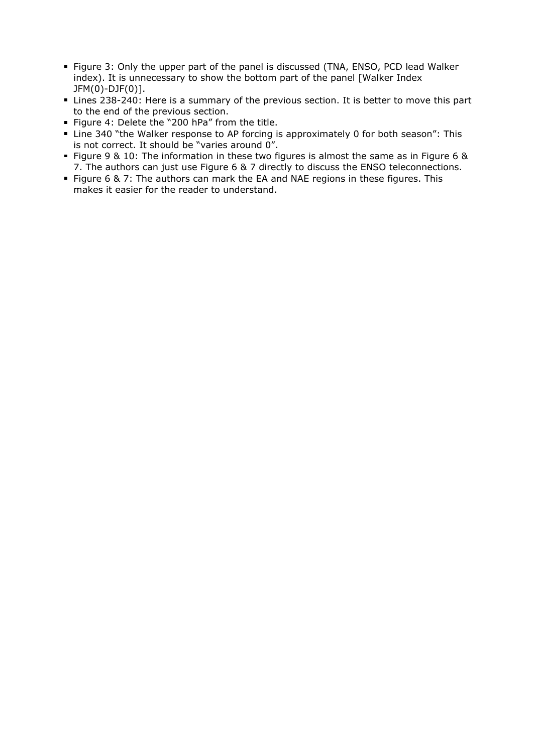- Figure 3: Only the upper part of the panel is discussed (TNA, ENSO, PCD lead Walker index). It is unnecessary to show the bottom part of the panel [Walker Index JFM(0)-DJF(0)].
- Lines 238-240: Here is a summary of the previous section. It is better to move this part to the end of the previous section.
- Figure 4: Delete the "200 hPa" from the title.
- Line 340 "the Walker response to AP forcing is approximately 0 for both season": This is not correct. It should be "varies around 0".
- Figure 9 & 10: The information in these two figures is almost the same as in Figure 6 & 7. The authors can just use Figure 6 & 7 directly to discuss the ENSO teleconnections.
- Figure 6 & 7: The authors can mark the EA and NAE regions in these figures. This makes it easier for the reader to understand.